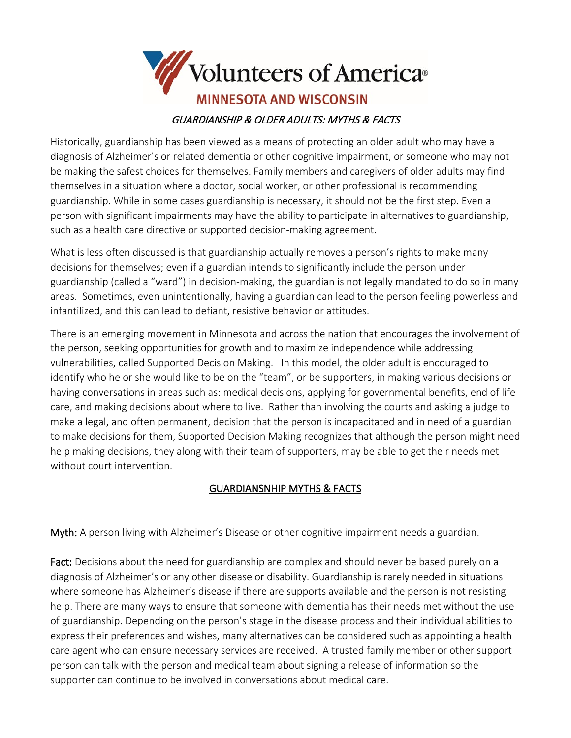Volunteers of America®

MINNESOTA AND WISCONSIN

*GUARDIANSHIP & OLDER ADULTS: MYTHS & FACTS*

Historically, guardianship has been viewed as a means of protecting an older adult who may have a diagnosis of Alzheimer's or related dementia or other cognitive impairment, or someone who may not be making the safest choices for themselves. Family members and caregivers of older adults may find themselves in a situation where a doctor, social worker, or other professional is recommending guardianship. While in some cases guardianship is necessary, it should not be the first step. Even a person with significant impairments may have the ability to participate in alternatives to guardianship, such as a health care directive or supported decision-making agreement.

What is less often discussed is that guardianship actually removes a person's rights to make many decisions for themselves; even if a guardian intends to significantly include the person under guardianship (called a "ward") in decision-making, the guardian is not legally mandated to do so in many areas. Sometimes, even unintentionally, having a guardian can lead to the person feeling powerless and infantilized, and this can lead to defiant, resistive behavior or attitudes.

There is an emerging movement in Minnesota and across the nation that encourages the involvement of the person, seeking opportunities for growth and to maximize independence while addressing vulnerabilities, called Supported Decision Making. In this model, the older adult is encouraged to identify who he or she would like to be on the "team", or be supporters, in making various decisions or having conversations in areas such as: medical decisions, applying for governmental benefits, end of life care, and making decisions about where to live. Rather than involving the courts and asking a judge to make a legal, and often permanent, decision that the person is incapacitated and in need of a guardian to make decisions for them, Supported Decision Making recognizes that although the person might need help making decisions, they along with their team of supporters, may be able to get their needs met without court intervention.

## GUARDIANSNHIP MYTHS & FACTS

**Myth:** A person living with Alzheimer's Disease or other cognitive impairment needs a guardian.

**Fact:** Decisions about the need for guardianship are complex and should never be based purely on a diagnosis of Alzheimer's or any other disease or disability. Guardianship is rarely needed in situations where someone has Alzheimer's disease if there are supports available and the person is not resisting help. There are many ways to ensure that someone with dementia has their needs met without the use of guardianship. Depending on the person's stage in the disease process and their individual abilities to express their preferences and wishes, many alternatives can be considered such as appointing a health care agent who can ensure necessary services are received. A trusted family member or other support person can talk with the person and medical team about signing a release of information so the supporter can continue to be involved in conversations about medical care.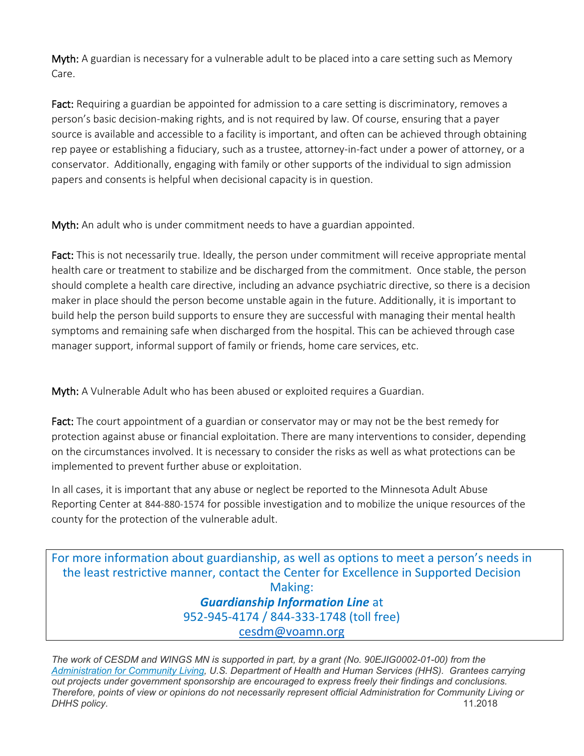**Myth:** A guardian is necessary for a vulnerable adult to be placed into a care setting such as Memory Care.

**Fact:** Requiring a guardian be appointed for admission to a care setting is discriminatory, removes a person's basic decision-making rights, and is not required by law. Of course, ensuring that a payer source is available and accessible to a facility is important, and often can be achieved through obtaining rep payee or establishing a fiduciary, such as a trustee, attorney-in-fact under a power of attorney, or a conservator. Additionally, engaging with family or other supports of the individual to sign admission papers and consents is helpful when decisional capacity is in question.

**Myth:** An adult who is under commitment needs to have a guardian appointed.

**Fact:** This is not necessarily true. Ideally, the person under commitment will receive appropriate mental health care or treatment to stabilize and be discharged from the commitment. Once stable, the person should complete a health care directive, including an advance psychiatric directive, so there is a decision maker in place should the person become unstable again in the future. Additionally, it is important to build help the person build supports to ensure they are successful with managing their mental health symptoms and remaining safe when discharged from the hospital. This can be achieved through case manager support, informal support of family or friends, home care services, etc.

**Myth:** A Vulnerable Adult who has been abused or exploited requires a Guardian.

**Fact:** The court appointment of a guardian or conservator may or may not be the best remedy for protection against abuse or financial exploitation. There are many interventions to consider, depending on the circumstances involved. It is necessary to consider the risks as well as what protections can be implemented to prevent further abuse or exploitation.

In all cases, it is important that any abuse or neglect be reported to the Minnesota Adult Abuse Reporting Center at 844-880-1574 for possible investigation and to mobilize the unique resources of the county for the protection of the vulnerable adult.

For more information about guardianship, as well as options to meet a person's needs in the least restrictive manner, contact the Center for Excellence in Supported Decision Making:

***Guardianship Information Line*** at

952-945-4174 / 844-333-1748 (toll free)

cesdm@voamn.org

*The work of CESDM and WINGS MN is supported in part, by a grant (No. 90EJIG0002-01-00) from the Administration for Community Living, U.S. Department of Health and Human Services (HHS). Grantees carrying out projects under government sponsorship are encouraged to express freely their findings and conclusions. Therefore, points of view or opinions do not necessarily represent official Administration for Community Living or DHHS policy.* 11.2018